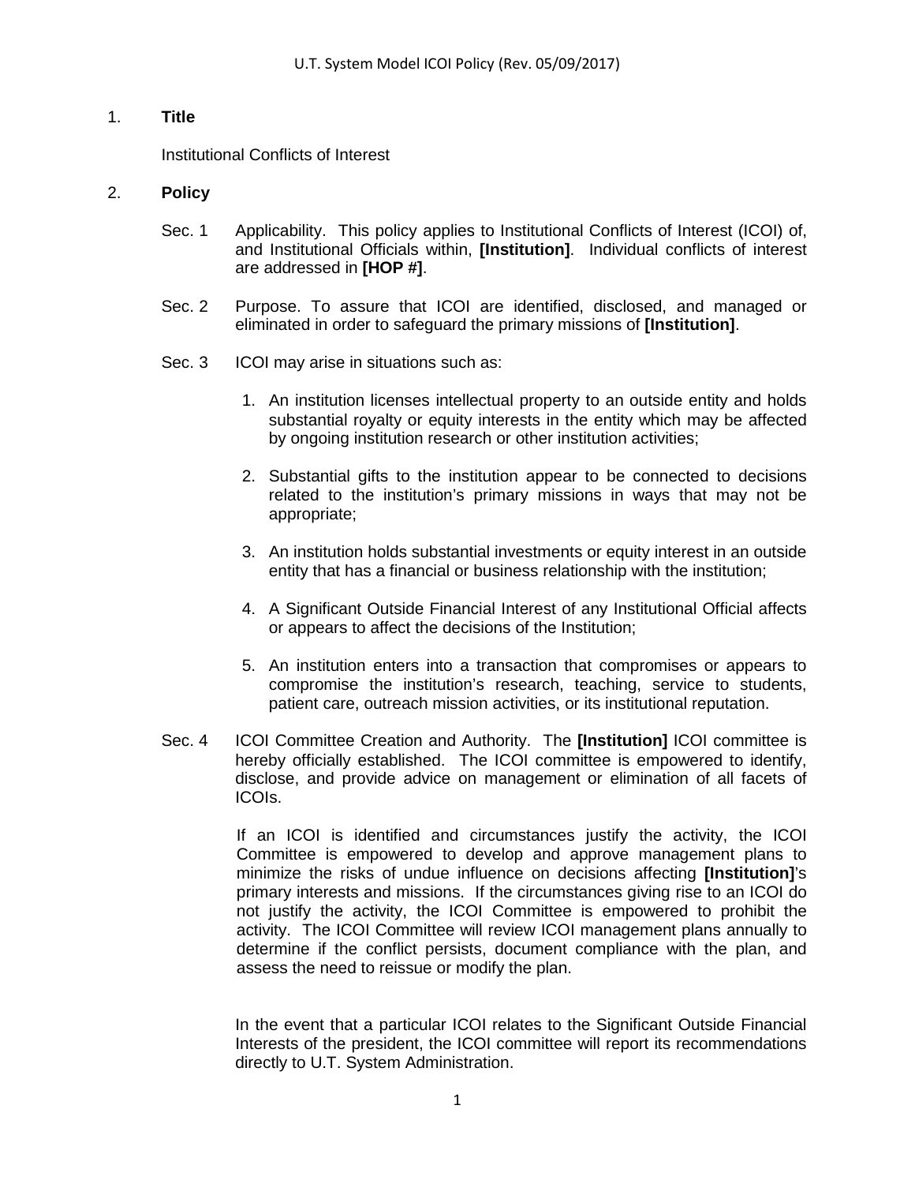1. **Title**

   Institutional Conflicts of Interest

2. **Policy**

   Sec. 1 Applicability. This policy applies to Institutional Conflicts of Interest (ICOI) of, and Institutional Officials within, **[Institution]**. Individual conflicts of interest are addressed in **[HOP #]**.

   Sec. 2 Purpose. To assure that ICOI are identified, disclosed, and managed or eliminated in order to safeguard the primary missions of **[Institution]**.

   Sec. 3 ICOI may arise in situations such as:

   1. An institution licenses intellectual property to an outside entity and holds substantial royalty or equity interests in the entity which may be affected by ongoing institution research or other institution activities;

   2. Substantial gifts to the institution appear to be connected to decisions related to the institution's primary missions in ways that may not be appropriate;

   3. An institution holds substantial investments or equity interest in an outside entity that has a financial or business relationship with the institution;

   4. A Significant Outside Financial Interest of any Institutional Official affects or appears to affect the decisions of the Institution;

   5. An institution enters into a transaction that compromises or appears to compromise the institution's research, teaching, service to students, patient care, outreach mission activities, or its institutional reputation.

   Sec. 4 ICOI Committee Creation and Authority. The **[Institution]** ICOI committee is hereby officially established. The ICOI committee is empowered to identify, disclose, and provide advice on management or elimination of all facets of ICOIs.

   If an ICOI is identified and circumstances justify the activity, the ICOI Committee is empowered to develop and approve management plans to minimize the risks of undue influence on decisions affecting **[Institution]**'s primary interests and missions. If the circumstances giving rise to an ICOI do not justify the activity, the ICOI Committee is empowered to prohibit the activity. The ICOI Committee will review ICOI management plans annually to determine if the conflict persists, document compliance with the plan, and assess the need to reissue or modify the plan.

   In the event that a particular ICOI relates to the Significant Outside Financial Interests of the president, the ICOI committee will report its recommendations directly to U.T. System Administration.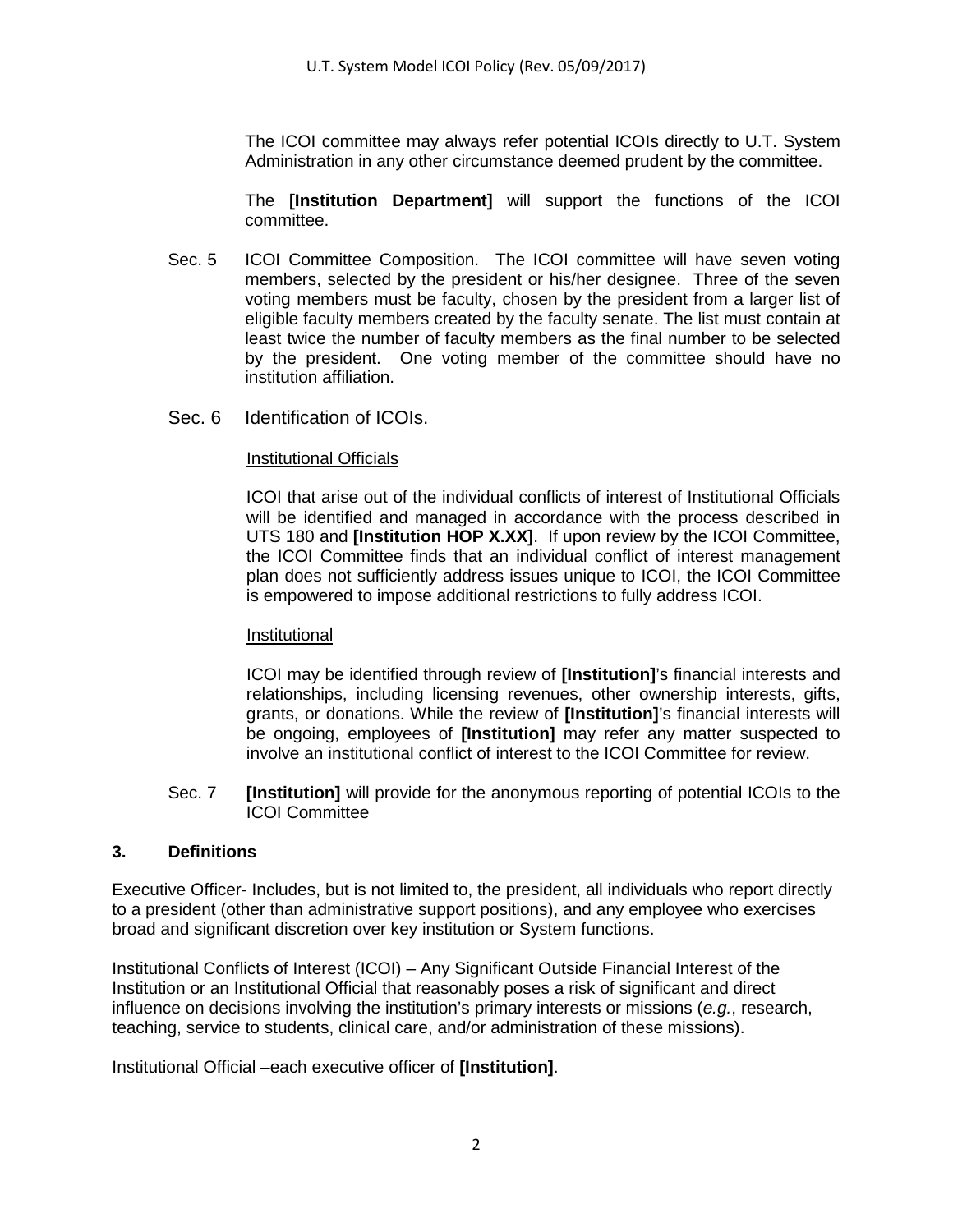The ICOI committee may always refer potential ICOIs directly to U.T. System Administration in any other circumstance deemed prudent by the committee.

The **[Institution Department]** will support the functions of the ICOI committee.

Sec. 5 ICOI Committee Composition. The ICOI committee will have seven voting members, selected by the president or his/her designee. Three of the seven voting members must be faculty, chosen by the president from a larger list of eligible faculty members created by the faculty senate. The list must contain at least twice the number of faculty members as the final number to be selected by the president. One voting member of the committee should have no institution affiliation.

Sec. 6 Identification of ICOIs.

<u>Institutional Officials</u>

ICOI that arise out of the individual conflicts of interest of Institutional Officials will be identified and managed in accordance with the process described in UTS 180 and **[Institution HOP X.XX]**. If upon review by the ICOI Committee, the ICOI Committee finds that an individual conflict of interest management plan does not sufficiently address issues unique to ICOI, the ICOI Committee is empowered to impose additional restrictions to fully address ICOI.

<u>Institutional</u>

ICOI may be identified through review of **[Institution]**'s financial interests and relationships, including licensing revenues, other ownership interests, gifts, grants, or donations. While the review of **[Institution]**'s financial interests will be ongoing, employees of **[Institution]** may refer any matter suspected to involve an institutional conflict of interest to the ICOI Committee for review.

Sec. 7 **[Institution]** will provide for the anonymous reporting of potential ICOIs to the ICOI Committee

## 3. Definitions

Executive Officer- Includes, but is not limited to, the president, all individuals who report directly to a president (other than administrative support positions), and any employee who exercises broad and significant discretion over key institution or System functions.

Institutional Conflicts of Interest (ICOI) – Any Significant Outside Financial Interest of the Institution or an Institutional Official that reasonably poses a risk of significant and direct influence on decisions involving the institution's primary interests or missions (*e.g.*, research, teaching, service to students, clinical care, and/or administration of these missions).

Institutional Official –each executive officer of **[Institution]**.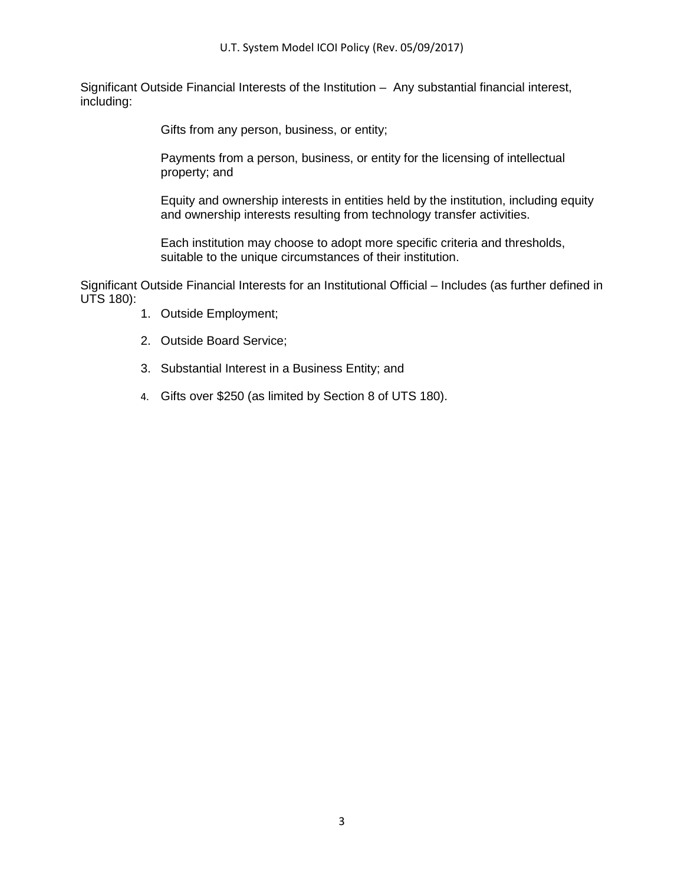Significant Outside Financial Interests of the Institution – Any substantial financial interest, including:

Gifts from any person, business, or entity;

Payments from a person, business, or entity for the licensing of intellectual property; and

Equity and ownership interests in entities held by the institution, including equity and ownership interests resulting from technology transfer activities.

Each institution may choose to adopt more specific criteria and thresholds, suitable to the unique circumstances of their institution.

Significant Outside Financial Interests for an Institutional Official – Includes (as further defined in UTS 180):

1. Outside Employment;
2. Outside Board Service;
3. Substantial Interest in a Business Entity; and
4. Gifts over $250 (as limited by Section 8 of UTS 180).